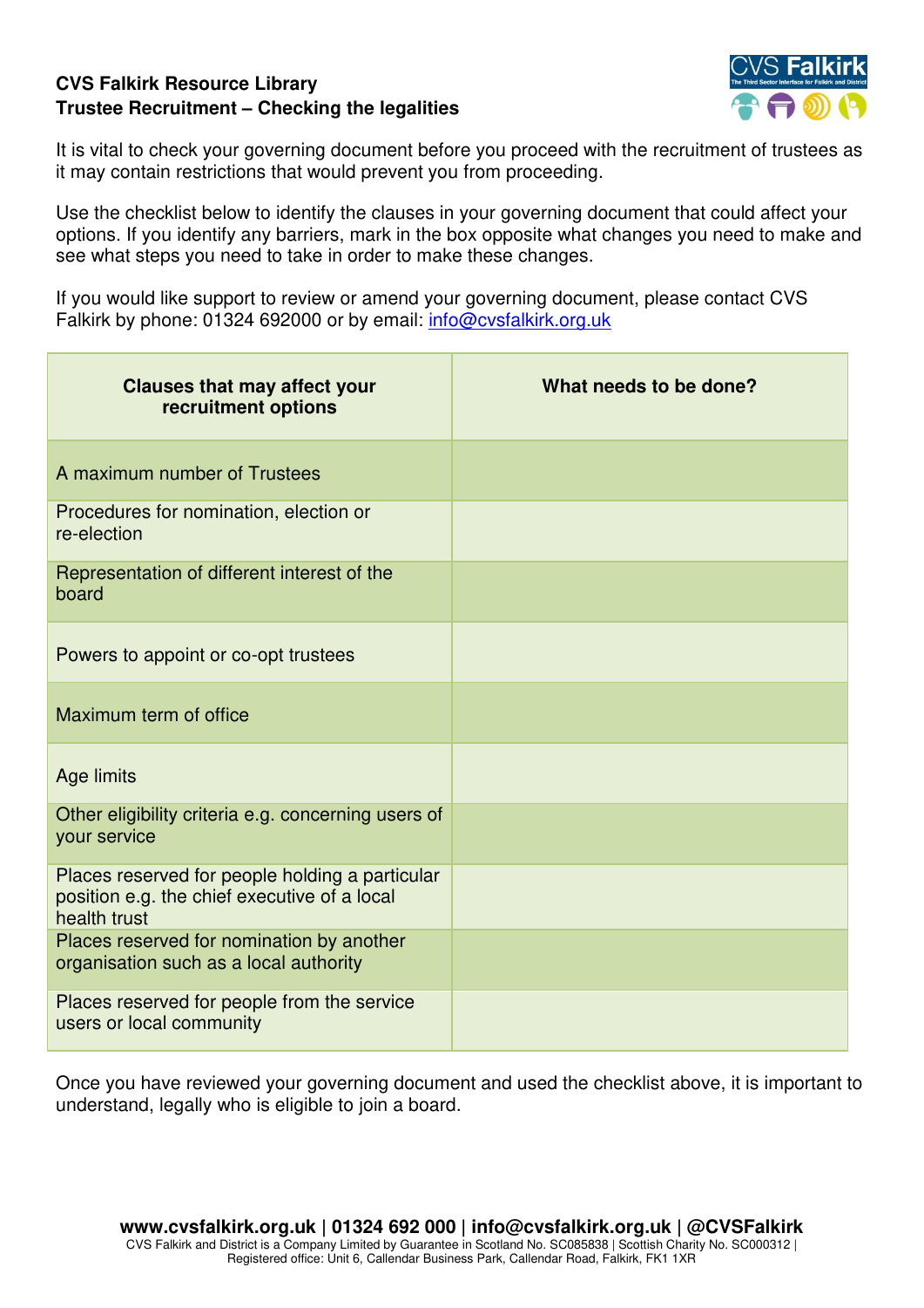**CVS Falkirk Resource Library**
**Trustee Recruitment – Checking the legalities**

It is vital to check your governing document before you proceed with the recruitment of trustees as it may contain restrictions that would prevent you from proceeding.

Use the checklist below to identify the clauses in your governing document that could affect your options. If you identify any barriers, mark in the box opposite what changes you need to make and see what steps you need to take in order to make these changes.

If you would like support to review or amend your governing document, please contact CVS Falkirk by phone: 01324 692000 or by email: info@cvsfalkirk.org.uk

| Clauses that may affect your recruitment options | What needs to be done? |
|---|---|
| A maximum number of Trustees | |
| Procedures for nomination, election or re-election | |
| Representation of different interest of the board | |
| Powers to appoint or co-opt trustees | |
| Maximum term of office | |
| Age limits | |
| Other eligibility criteria e.g. concerning users of your service | |
| Places reserved for people holding a particular position e.g. the chief executive of a local health trust | |
| Places reserved for nomination by another organisation such as a local authority | |
| Places reserved for people from the service users or local community | |

Once you have reviewed your governing document and used the checklist above, it is important to understand, legally who is eligible to join a board.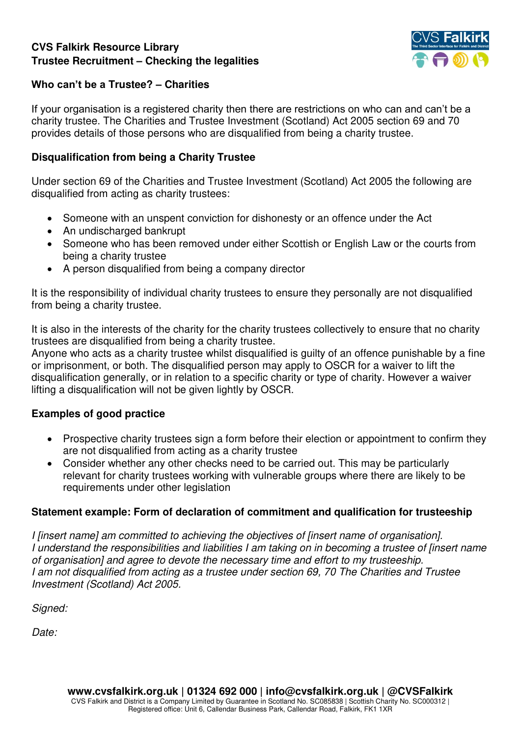**CVS Falkirk Resource Library**
**Trustee Recruitment – Checking the legalities**

**Who can't be a Trustee? – Charities**

If your organisation is a registered charity then there are restrictions on who can and can't be a charity trustee. The Charities and Trustee Investment (Scotland) Act 2005 section 69 and 70 provides details of those persons who are disqualified from being a charity trustee.

**Disqualification from being a Charity Trustee**

Under section 69 of the Charities and Trustee Investment (Scotland) Act 2005 the following are disqualified from acting as charity trustees:

- Someone with an unspent conviction for dishonesty or an offence under the Act
- An undischarged bankrupt
- Someone who has been removed under either Scottish or English Law or the courts from being a charity trustee
- A person disqualified from being a company director

It is the responsibility of individual charity trustees to ensure they personally are not disqualified from being a charity trustee.

It is also in the interests of the charity for the charity trustees collectively to ensure that no charity trustees are disqualified from being a charity trustee.
Anyone who acts as a charity trustee whilst disqualified is guilty of an offence punishable by a fine or imprisonment, or both. The disqualified person may apply to OSCR for a waiver to lift the disqualification generally, or in relation to a specific charity or type of charity. However a waiver lifting a disqualification will not be given lightly by OSCR.

**Examples of good practice**

- Prospective charity trustees sign a form before their election or appointment to confirm they are not disqualified from acting as a charity trustee
- Consider whether any other checks need to be carried out. This may be particularly relevant for charity trustees working with vulnerable groups where there are likely to be requirements under other legislation

**Statement example: Form of declaration of commitment and qualification for trusteeship**

*I [insert name] am committed to achieving the objectives of [insert name of organisation].*
*I understand the responsibilities and liabilities I am taking on in becoming a trustee of [insert name of organisation] and agree to devote the necessary time and effort to my trusteeship.*
*I am not disqualified from acting as a trustee under section 69, 70 The Charities and Trustee Investment (Scotland) Act 2005.*

*Signed:*

*Date:*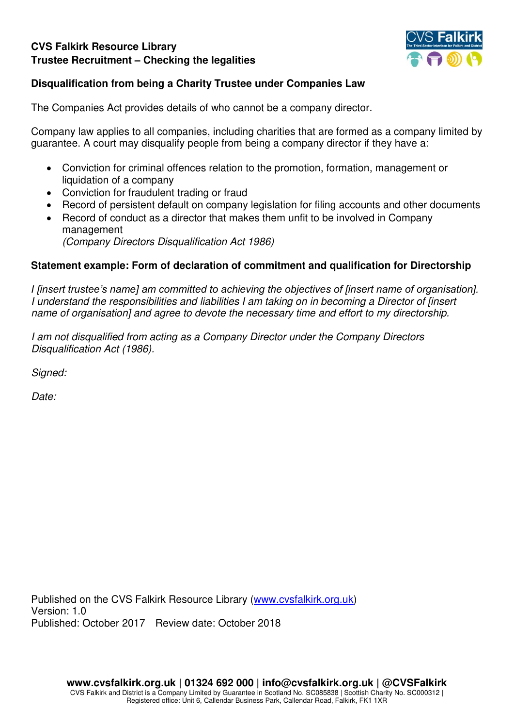**CVS Falkirk Resource Library**
**Trustee Recruitment – Checking the legalities**

### Disqualification from being a Charity Trustee under Companies Law

The Companies Act provides details of who cannot be a company director.

Company law applies to all companies, including charities that are formed as a company limited by guarantee. A court may disqualify people from being a company director if they have a:

- Conviction for criminal offences relation to the promotion, formation, management or liquidation of a company
- Conviction for fraudulent trading or fraud
- Record of persistent default on company legislation for filing accounts and other documents
- Record of conduct as a director that makes them unfit to be involved in Company management
  *(Company Directors Disqualification Act 1986)*

### Statement example: Form of declaration of commitment and qualification for Directorship

*I [insert trustee's name] am committed to achieving the objectives of [insert name of organisation]. I understand the responsibilities and liabilities I am taking on in becoming a Director of [insert name of organisation] and agree to devote the necessary time and effort to my directorship.*

*I am not disqualified from acting as a Company Director under the Company Directors Disqualification Act (1986).*

*Signed:*

*Date:*

Published on the CVS Falkirk Resource Library (www.cvsfalkirk.org.uk)
Version: 1.0
Published: October 2017 Review date: October 2018

**www.cvsfalkirk.org.uk | 01324 692 000 | info@cvsfalkirk.org.uk | @CVSFalkirk**
CVS Falkirk and District is a Company Limited by Guarantee in Scotland No. SC085838 | Scottish Charity No. SC000312 | Registered office: Unit 6, Callendar Business Park, Callendar Road, Falkirk, FK1 1XR